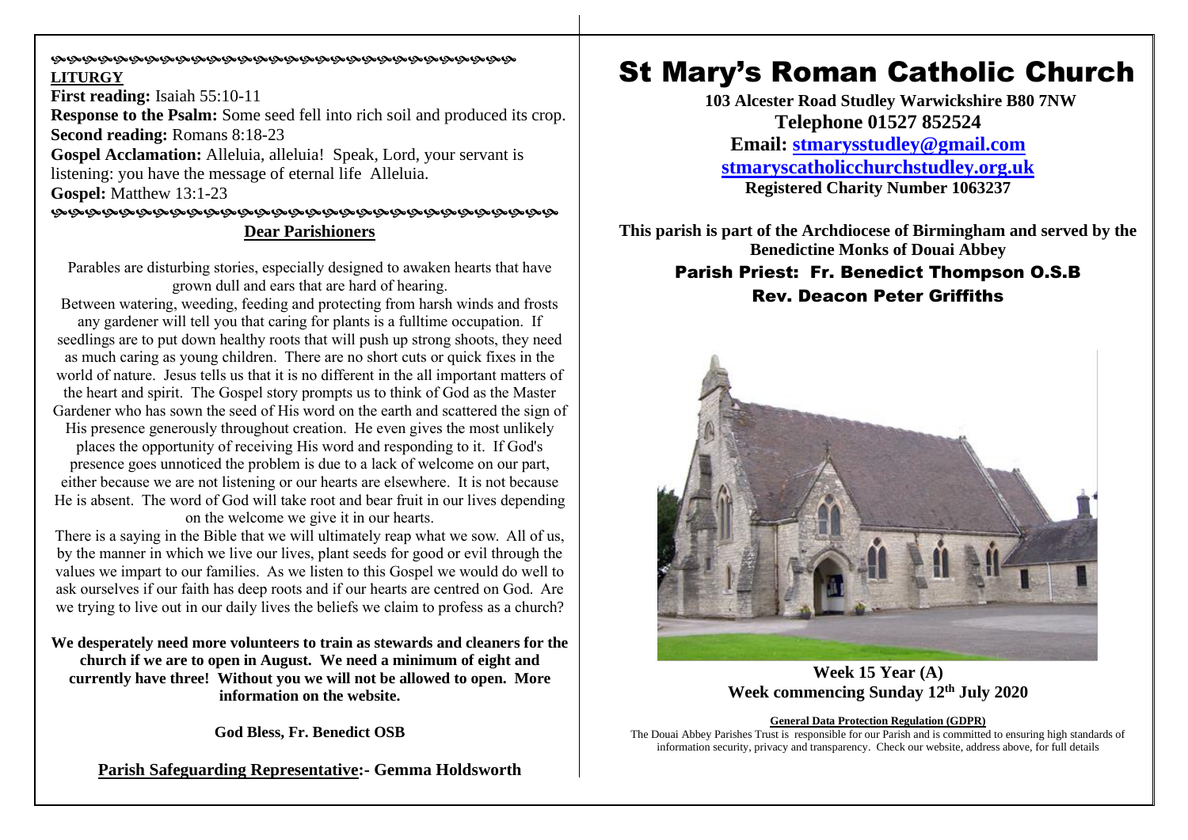**LITURGY**

**First reading:** Isaiah 55:10-11
**Response to the Psalm:** Some seed fell into rich soil and produced its crop.
**Second reading:** Romans 8:18-23
**Gospel Acclamation:** Alleluia, alleluia! Speak, Lord, your servant is listening: you have the message of eternal life Alleluia.
**Gospel:** Matthew 13:1-23

## Dear Parishioners

Parables are disturbing stories, especially designed to awaken hearts that have grown dull and ears that are hard of hearing.

Between watering, weeding, feeding and protecting from harsh winds and frosts any gardener will tell you that caring for plants is a fulltime occupation. If seedlings are to put down healthy roots that will push up strong shoots, they need as much caring as young children. There are no short cuts or quick fixes in the world of nature. Jesus tells us that it is no different in the all important matters of the heart and spirit. The Gospel story prompts us to think of God as the Master Gardener who has sown the seed of His word on the earth and scattered the sign of His presence generously throughout creation. He even gives the most unlikely places the opportunity of receiving His word and responding to it. If God's presence goes unnoticed the problem is due to a lack of welcome on our part, either because we are not listening or our hearts are elsewhere. It is not because He is absent. The word of God will take root and bear fruit in our lives depending on the welcome we give it in our hearts.

There is a saying in the Bible that we will ultimately reap what we sow. All of us, by the manner in which we live our lives, plant seeds for good or evil through the values we impart to our families. As we listen to this Gospel we would do well to ask ourselves if our faith has deep roots and if our hearts are centred on God. Are we trying to live out in our daily lives the beliefs we claim to profess as a church?

**We desperately need more volunteers to train as stewards and cleaners for the church if we are to open in August. We need a minimum of eight and currently have three! Without you we will not be allowed to open. More information on the website.**

**God Bless, Fr. Benedict OSB**

**Parish Safeguarding Representative:- Gemma Holdsworth**

# St Mary's Roman Catholic Church

**103 Alcester Road Studley Warwickshire B80 7NW**
**Telephone 01527 852524**
**Email: stmarysstudley@gmail.com**
**stmaryscatholicchurchstudley.org.uk**
**Registered Charity Number 1063237**

**This parish is part of the Archdiocese of Birmingham and served by the Benedictine Monks of Douai Abbey**

**Parish Priest: Fr. Benedict Thompson O.S.B**
**Rev. Deacon Peter Griffiths**

**Week 15 Year (A)**
**Week commencing Sunday 12th July 2020**

**General Data Protection Regulation (GDPR)**
The Douai Abbey Parishes Trust is responsible for our Parish and is committed to ensuring high standards of information security, privacy and transparency. Check our website, address above, for full details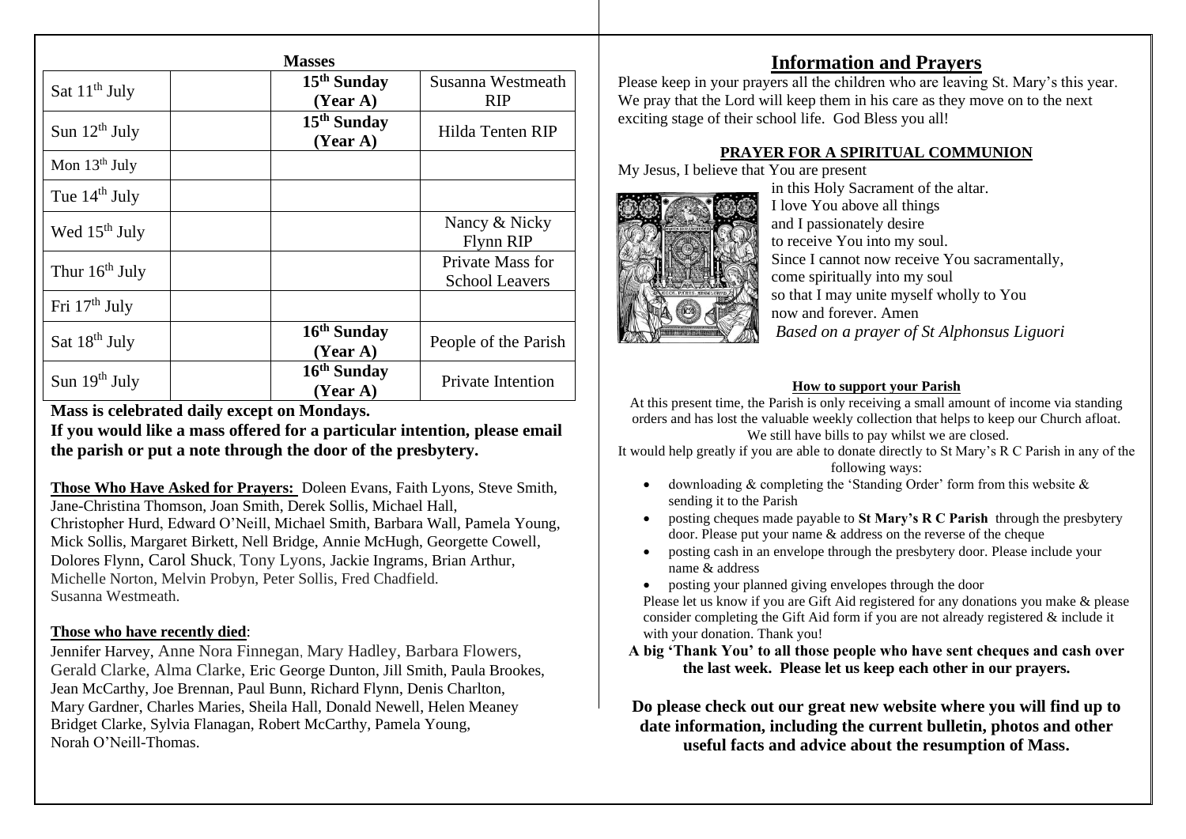**Masses**

| | | | |
|---|---|---|---|
| Sat 11th July | | **15th Sunday (Year A)** | Susanna Westmeath RIP |
| Sun 12th July | | **15th Sunday (Year A)** | Hilda Tenten RIP |
| Mon 13th July | | | |
| Tue 14th July | | | |
| Wed 15th July | | | Nancy & Nicky Flynn RIP |
| Thur 16th July | | | Private Mass for School Leavers |
| Fri 17th July | | | |
| Sat 18th July | | **16th Sunday (Year A)** | People of the Parish |
| Sun 19th July | | **16th Sunday (Year A)** | Private Intention |

**Mass is celebrated daily except on Mondays.**

**If you would like a mass offered for a particular intention, please email the parish or put a note through the door of the presbytery.**

**Those Who Have Asked for Prayers:** Doleen Evans, Faith Lyons, Steve Smith, Jane-Christina Thomson, Joan Smith, Derek Sollis, Michael Hall, Christopher Hurd, Edward O'Neill, Michael Smith, Barbara Wall, Pamela Young, Mick Sollis, Margaret Birkett, Nell Bridge, Annie McHugh, Georgette Cowell, Dolores Flynn, Carol Shuck, Tony Lyons, Jackie Ingrams, Brian Arthur, Michelle Norton, Melvin Probyn, Peter Sollis, Fred Chadfield. Susanna Westmeath.

**Those who have recently died**:

Jennifer Harvey, Anne Nora Finnegan, Mary Hadley, Barbara Flowers, Gerald Clarke, Alma Clarke, Eric George Dunton, Jill Smith, Paula Brookes, Jean McCarthy, Joe Brennan, Paul Bunn, Richard Flynn, Denis Charlton, Mary Gardner, Charles Maries, Sheila Hall, Donald Newell, Helen Meaney Bridget Clarke, Sylvia Flanagan, Robert McCarthy, Pamela Young, Norah O'Neill-Thomas.

# Information and Prayers

Please keep in your prayers all the children who are leaving St. Mary's this year. We pray that the Lord will keep them in his care as they move on to the next exciting stage of their school life. God Bless you all!

## PRAYER FOR A SPIRITUAL COMMUNION

My Jesus, I believe that You are present
in this Holy Sacrament of the altar.
I love You above all things
and I passionately desire
to receive You into my soul.
Since I cannot now receive You sacramentally,
come spiritually into my soul
so that I may unite myself wholly to You
now and forever. Amen

*Based on a prayer of St Alphonsus Liguori*

### How to support your Parish

At this present time, the Parish is only receiving a small amount of income via standing orders and has lost the valuable weekly collection that helps to keep our Church afloat. We still have bills to pay whilst we are closed.

It would help greatly if you are able to donate directly to St Mary's R C Parish in any of the following ways:

- downloading & completing the 'Standing Order' form from this website & sending it to the Parish
- posting cheques made payable to **St Mary's R C Parish** through the presbytery door. Please put your name & address on the reverse of the cheque
- posting cash in an envelope through the presbytery door. Please include your name & address
- posting your planned giving envelopes through the door

Please let us know if you are Gift Aid registered for any donations you make & please consider completing the Gift Aid form if you are not already registered & include it with your donation. Thank you!

**A big 'Thank You' to all those people who have sent cheques and cash over the last week. Please let us keep each other in our prayers.**

**Do please check out our great new website where you will find up to date information, including the current bulletin, photos and other useful facts and advice about the resumption of Mass.**